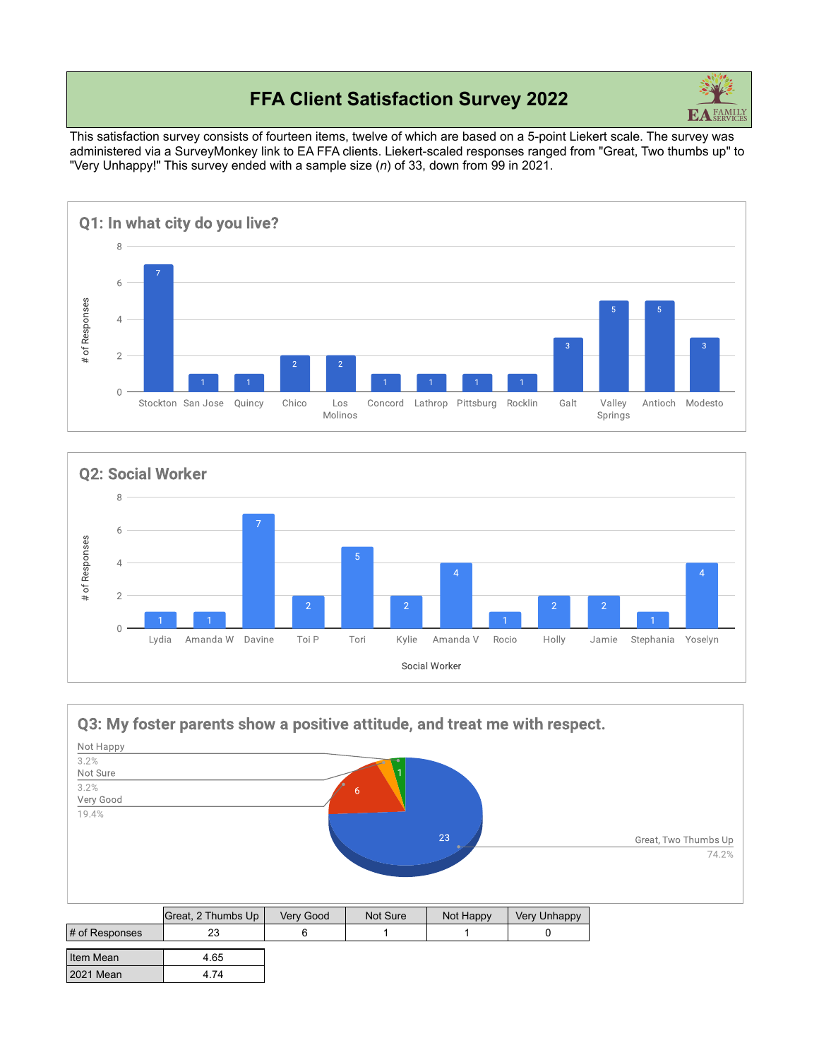# FFA Client Satisfaction Survey 2022

This satisfaction survey consists of fourteen items, twelve of which are based on a 5-point Liekert scale. The survey was administered via a SurveyMonkey link to EA FFA clients. Liekert-scaled responses ranged from "Great, Two thumbs up" to "Very Unhappy!" This survey ended with a sample size (*n*) of 33, down from 99 in 2021.

## Q1: In what city do you live?

| City | # of Responses |
|---|---|
| Stockton | 7 |
| San Jose | 1 |
| Quincy | 1 |
| Chico | 2 |
| Los Molinos | 2 |
| Concord | 1 |
| Lathrop | 1 |
| Pittsburg | 1 |
| Rocklin | 1 |
| Galt | 3 |
| Valley Springs | 5 |
| Antioch | 5 |
| Modesto | 3 |

## Q2: Social Worker

| Social Worker | # of Responses |
|---|---|
| Lydia | 1 |
| Amanda W | 1 |
| Davine | 7 |
| Toi P | 2 |
| Tori | 5 |
| Kylie | 2 |
| Amanda V | 4 |
| Rocio | 1 |
| Holly | 2 |
| Jamie | 2 |
| Stephania | 1 |
| Yoselyn | 4 |

## Q3: My foster parents show a positive attitude, and treat me with respect.

Not Happy 3.2%; Not Sure 3.2%; Very Good 19.4%; Great, Two Thumbs Up 74.2%

| | Great, 2 Thumbs Up | Very Good | Not Sure | Not Happy | Very Unhappy |
|---|---|---|---|---|---|
| # of Responses | 23 | 6 | 1 | 1 | 0 |

| | |
|---|---|
| Item Mean | 4.65 |
| 2021 Mean | 4.74 |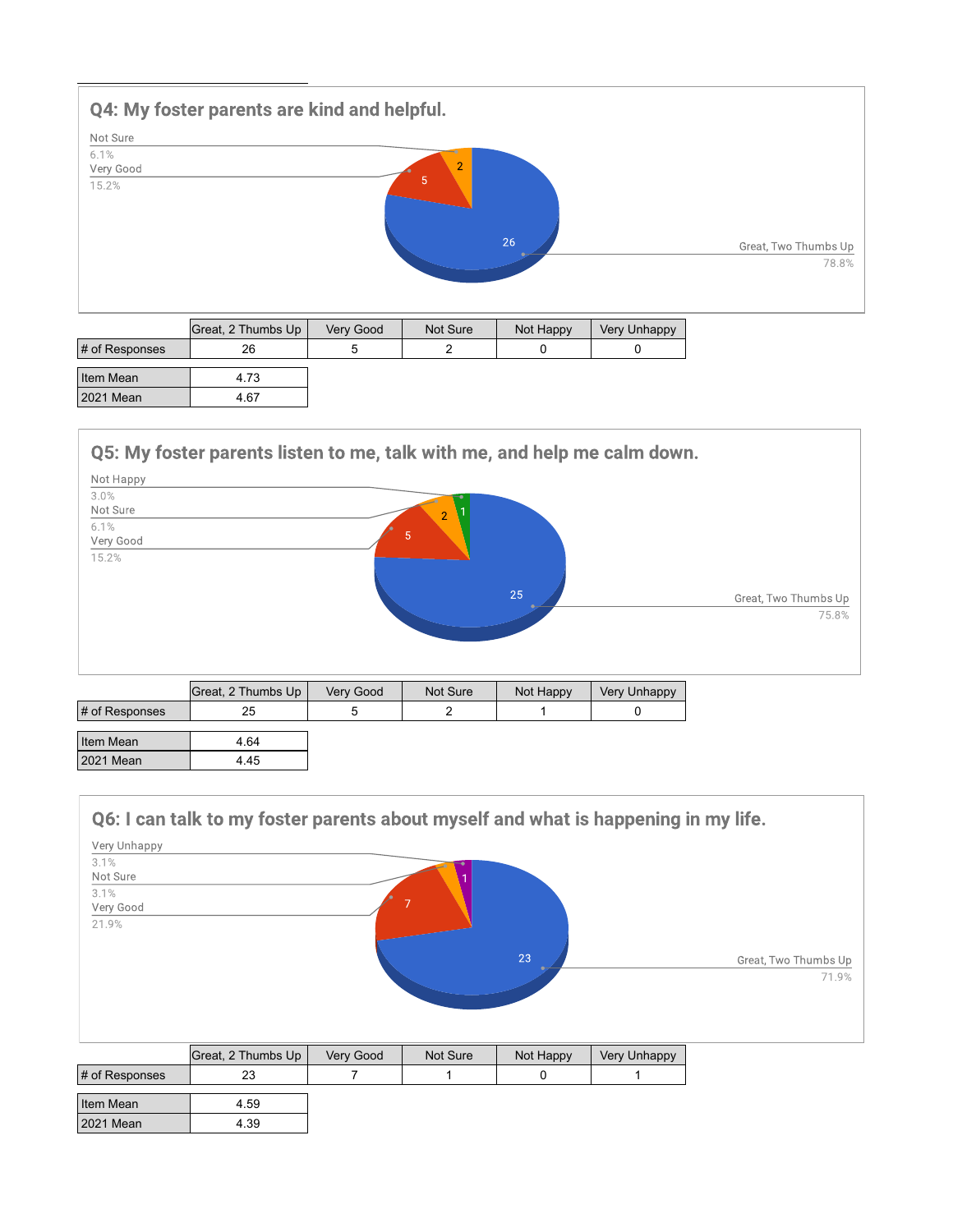## Q4: My foster parents are kind and helpful.

|  | Great, 2 Thumbs Up | Very Good | Not Sure | Not Happy | Very Unhappy |
|---|---|---|---|---|---|
| # of Responses | 26 | 5 | 2 | 0 | 0 |

| Item Mean | 4.73 |
|---|---|
| 2021 Mean | 4.67 |

## Q5: My foster parents listen to me, talk with me, and help me calm down.

|  | Great, 2 Thumbs Up | Very Good | Not Sure | Not Happy | Very Unhappy |
|---|---|---|---|---|---|
| # of Responses | 25 | 5 | 2 | 1 | 0 |

| Item Mean | 4.64 |
|---|---|
| 2021 Mean | 4.45 |

## Q6: I can talk to my foster parents about myself and what is happening in my life.

|  | Great, 2 Thumbs Up | Very Good | Not Sure | Not Happy | Very Unhappy |
|---|---|---|---|---|---|
| # of Responses | 23 | 7 | 1 | 0 | 1 |

| Item Mean | 4.59 |
|---|---|
| 2021 Mean | 4.39 |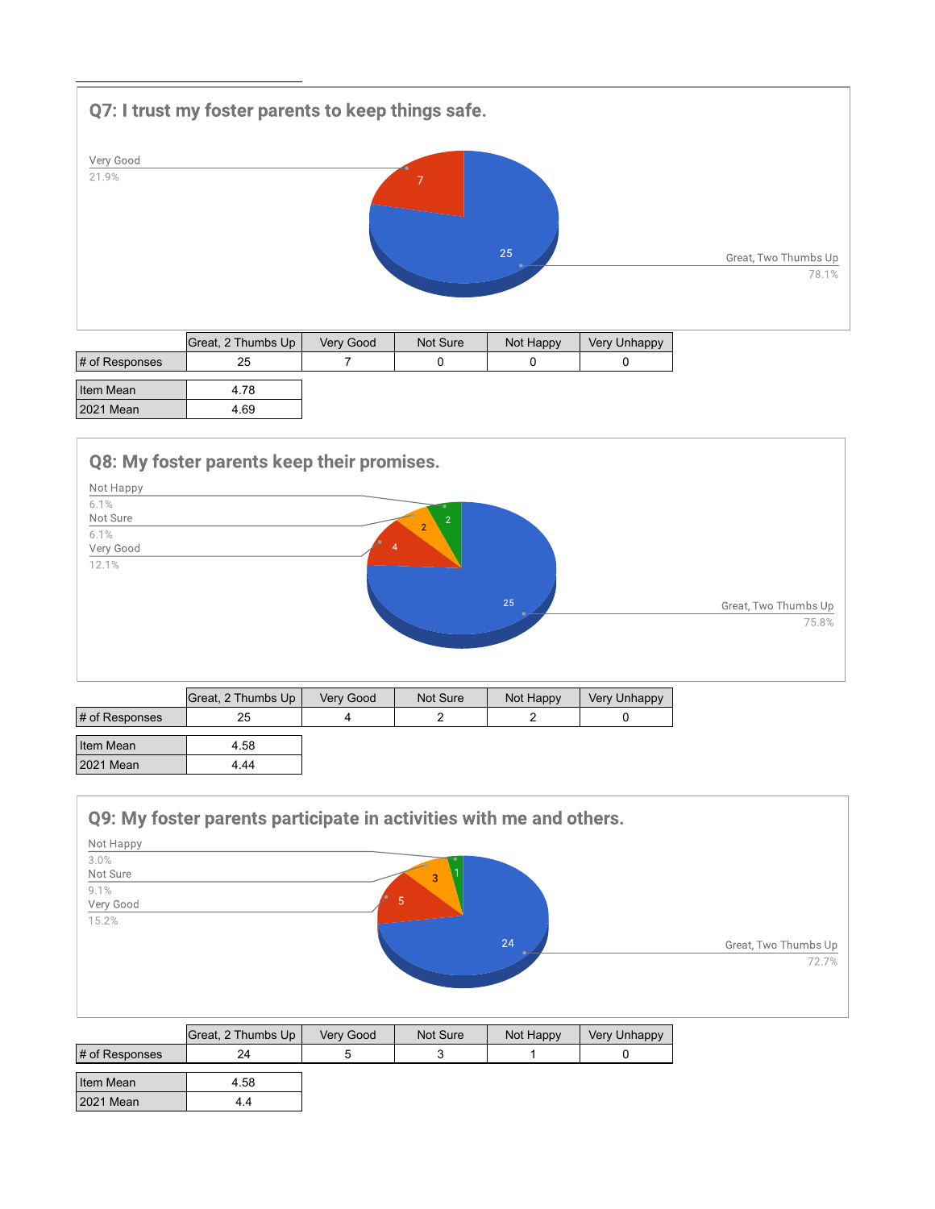## Q7: I trust my foster parents to keep things safe.

Very Good 21.9% (7)

Great, Two Thumbs Up 78.1% (25)

| | Great, 2 Thumbs Up | Very Good | Not Sure | Not Happy | Very Unhappy |
|---|---|---|---|---|---|
| # of Responses | 25 | 7 | 0 | 0 | 0 |

| | |
|---|---|
| Item Mean | 4.78 |
| 2021 Mean | 4.69 |

## Q8: My foster parents keep their promises.

Not Happy 6.1% (2)

Not Sure 6.1% (2)

Very Good 12.1% (4)

Great, Two Thumbs Up 75.8% (25)

| | Great, 2 Thumbs Up | Very Good | Not Sure | Not Happy | Very Unhappy |
|---|---|---|---|---|---|
| # of Responses | 25 | 4 | 2 | 2 | 0 |

| | |
|---|---|
| Item Mean | 4.58 |
| 2021 Mean | 4.44 |

## Q9: My foster parents participate in activities with me and others.

Not Happy 3.0% (1)

Not Sure 9.1% (3)

Very Good 15.2% (5)

Great, Two Thumbs Up 72.7% (24)

| | Great, 2 Thumbs Up | Very Good | Not Sure | Not Happy | Very Unhappy |
|---|---|---|---|---|---|
| # of Responses | 24 | 5 | 3 | 1 | 0 |

| | |
|---|---|
| Item Mean | 4.58 |
| 2021 Mean | 4.4 |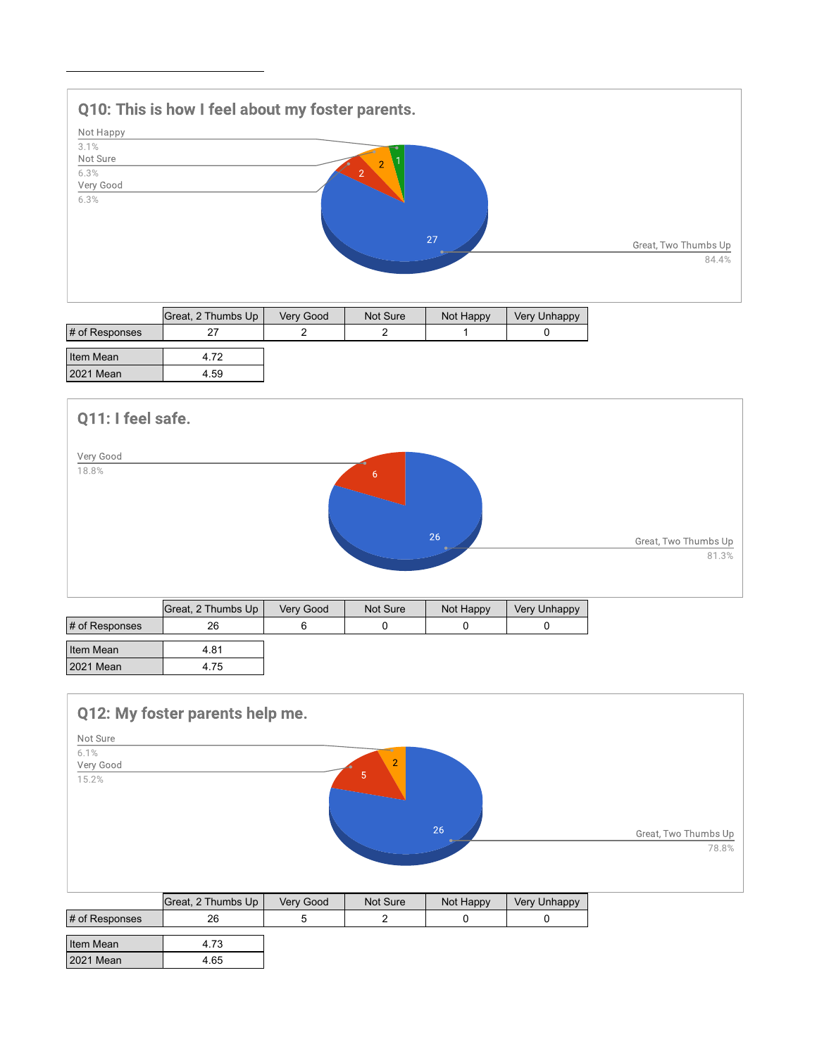## Q10: This is how I feel about my foster parents.

Not Happy 3.1%
Not Sure 6.3%
Very Good 6.3%
Great, Two Thumbs Up 84.4%

| | Great, 2 Thumbs Up | Very Good | Not Sure | Not Happy | Very Unhappy |
|---|---|---|---|---|---|
| # of Responses | 27 | 2 | 2 | 1 | 0 |

| | |
|---|---|
| Item Mean | 4.72 |
| 2021 Mean | 4.59 |

## Q11: I feel safe.

Very Good 18.8%
Great, Two Thumbs Up 81.3%

| | Great, 2 Thumbs Up | Very Good | Not Sure | Not Happy | Very Unhappy |
|---|---|---|---|---|---|
| # of Responses | 26 | 6 | 0 | 0 | 0 |

| | |
|---|---|
| Item Mean | 4.81 |
| 2021 Mean | 4.75 |

## Q12: My foster parents help me.

Not Sure 6.1%
Very Good 15.2%
Great, Two Thumbs Up 78.8%

| | Great, 2 Thumbs Up | Very Good | Not Sure | Not Happy | Very Unhappy |
|---|---|---|---|---|---|
| # of Responses | 26 | 5 | 2 | 0 | 0 |

| | |
|---|---|
| Item Mean | 4.73 |
| 2021 Mean | 4.65 |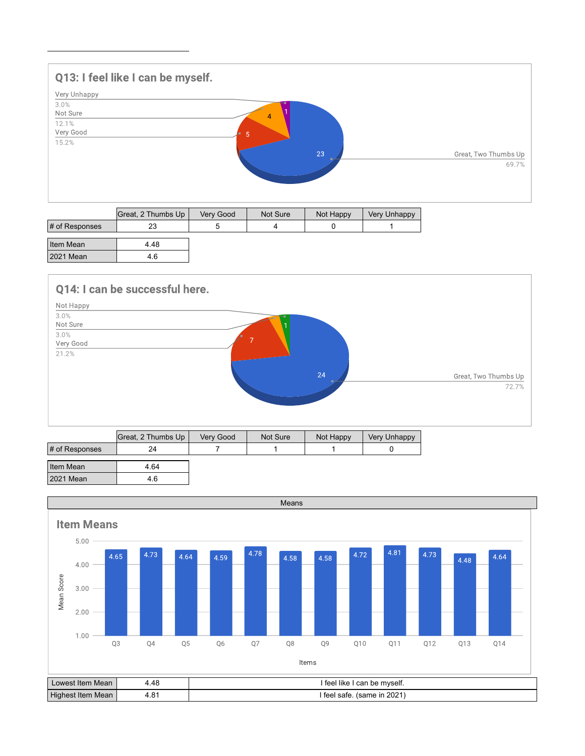## Q13: I feel like I can be myself.

|  | Great, 2 Thumbs Up | Very Good | Not Sure | Not Happy | Very Unhappy |
|---|---|---|---|---|---|
| # of Responses | 23 | 5 | 4 | 0 | 1 |

| Item Mean | 4.48 |
|---|---|
| 2021 Mean | 4.6 |

## Q14: I can be successful here.

|  | Great, 2 Thumbs Up | Very Good | Not Sure | Not Happy | Very Unhappy |
|---|---|---|---|---|---|
| # of Responses | 24 | 7 | 1 | 1 | 0 |

| Item Mean | 4.64 |
|---|---|
| 2021 Mean | 4.6 |

## Means

### Item Means

| Item | Q3 | Q4 | Q5 | Q6 | Q7 | Q8 | Q9 | Q10 | Q11 | Q12 | Q13 | Q14 |
|---|---|---|---|---|---|---|---|---|---|---|---|---|
| Mean Score | 4.65 | 4.73 | 4.64 | 4.59 | 4.78 | 4.58 | 4.58 | 4.72 | 4.81 | 4.73 | 4.48 | 4.64 |

| Lowest Item Mean | 4.48 | I feel like I can be myself. |
|---|---|---|
| Highest Item Mean | 4.81 | I feel safe. (same in 2021) |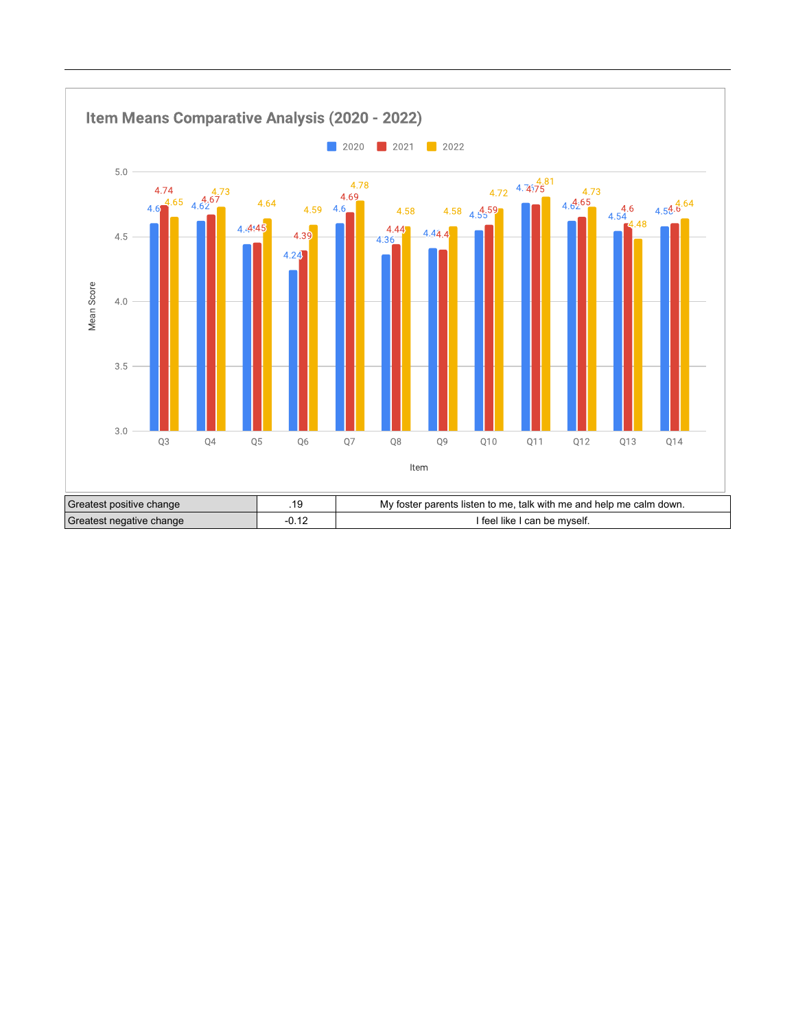Item Means Comparative Analysis (2020 - 2022)

2020 2021 2022

Mean Score

5.0
4.5
4.0
3.5
3.0

Q3 Q4 Q5 Q6 Q7 Q8 Q9 Q10 Q11 Q12 Q13 Q14

Item

4.6 4.74 4.65
4.62 4.67 4.73
4.44 4.45 4.64
4.24 4.39 4.59
4.6 4.69 4.78
4.36 4.44 4.58
4.41 4.4 4.58
4.55 4.59 4.72
4.76 4.75 4.81
4.62 4.65 4.73
4.54 4.6 4.48
4.58 4.6 4.64

| | | |
|---|---|---|
| Greatest positive change | .19 | My foster parents listen to me, talk with me and help me calm down. |
| Greatest negative change | -0.12 | I feel like I can be myself. |